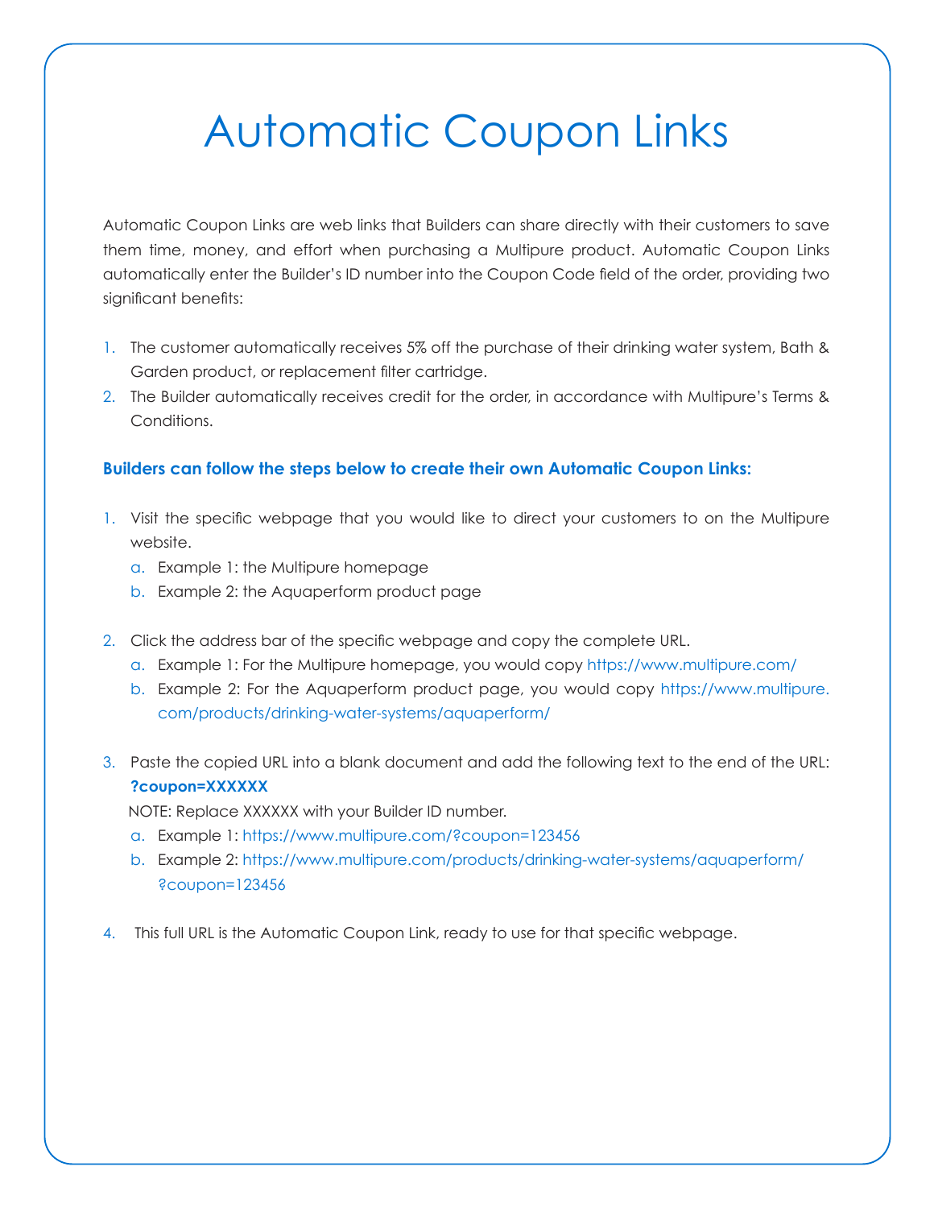# Automatic Coupon Links

Automatic Coupon Links are web links that Builders can share directly with their customers to save them time, money, and effort when purchasing a Multipure product. Automatic Coupon Links automatically enter the Builder's ID number into the Coupon Code field of the order, providing two significant benefits:

1. The customer automatically receives 5% off the purchase of their drinking water system, Bath & Garden product, or replacement filter cartridge.
2. The Builder automatically receives credit for the order, in accordance with Multipure's Terms & Conditions.

**Builders can follow the steps below to create their own Automatic Coupon Links:**

1. Visit the specific webpage that you would like to direct your customers to on the Multipure website.
   a. Example 1: the Multipure homepage
   b. Example 2: the Aquaperform product page

2. Click the address bar of the specific webpage and copy the complete URL.
   a. Example 1: For the Multipure homepage, you would copy https://www.multipure.com/
   b. Example 2: For the Aquaperform product page, you would copy https://www.multipure.com/products/drinking-water-systems/aquaperform/

3. Paste the copied URL into a blank document and add the following text to the end of the URL: **?coupon=XXXXXX**
   NOTE: Replace XXXXXX with your Builder ID number.
   a. Example 1: https://www.multipure.com/?coupon=123456
   b. Example 2: https://www.multipure.com/products/drinking-water-systems/aquaperform/?coupon=123456

4. This full URL is the Automatic Coupon Link, ready to use for that specific webpage.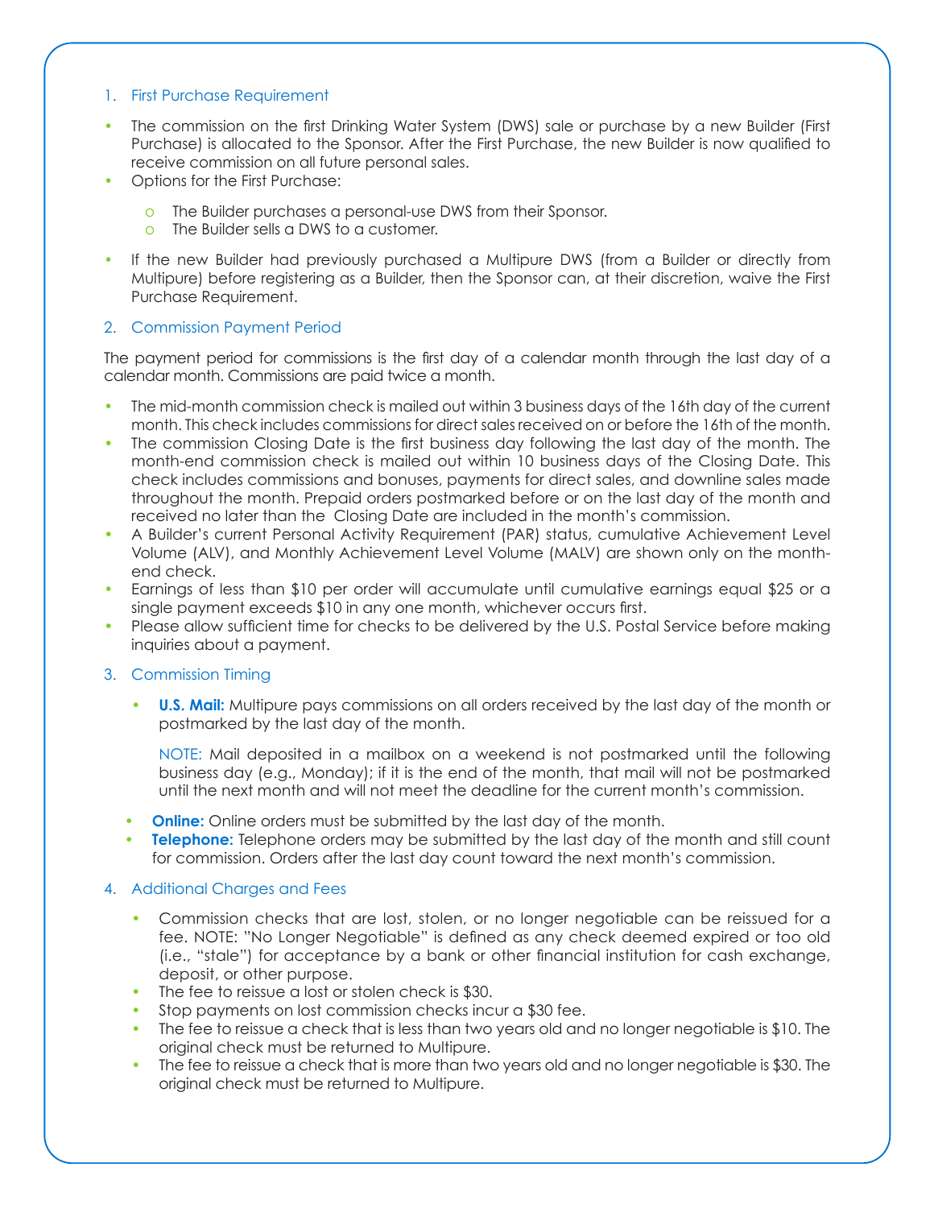1. First Purchase Requirement

- The commission on the first Drinking Water System (DWS) sale or purchase by a new Builder (First Purchase) is allocated to the Sponsor. After the First Purchase, the new Builder is now qualified to receive commission on all future personal sales.
- Options for the First Purchase:
    - The Builder purchases a personal-use DWS from their Sponsor.
    - The Builder sells a DWS to a customer.
- If the new Builder had previously purchased a Multipure DWS (from a Builder or directly from Multipure) before registering as a Builder, then the Sponsor can, at their discretion, waive the First Purchase Requirement.

2. Commission Payment Period

The payment period for commissions is the first day of a calendar month through the last day of a calendar month. Commissions are paid twice a month.

- The mid-month commission check is mailed out within 3 business days of the 16th day of the current month. This check includes commissions for direct sales received on or before the 16th of the month.
- The commission Closing Date is the first business day following the last day of the month. The month-end commission check is mailed out within 10 business days of the Closing Date. This check includes commissions and bonuses, payments for direct sales, and downline sales made throughout the month. Prepaid orders postmarked before or on the last day of the month and received no later than the Closing Date are included in the month's commission.
- A Builder's current Personal Activity Requirement (PAR) status, cumulative Achievement Level Volume (ALV), and Monthly Achievement Level Volume (MALV) are shown only on the month-end check.
- Earnings of less than $10 per order will accumulate until cumulative earnings equal $25 or a single payment exceeds $10 in any one month, whichever occurs first.
- Please allow sufficient time for checks to be delivered by the U.S. Postal Service before making inquiries about a payment.

3. Commission Timing

- **U.S. Mail:** Multipure pays commissions on all orders received by the last day of the month or postmarked by the last day of the month.

  NOTE: Mail deposited in a mailbox on a weekend is not postmarked until the following business day (e.g., Monday); if it is the end of the month, that mail will not be postmarked until the next month and will not meet the deadline for the current month's commission.

- **Online:** Online orders must be submitted by the last day of the month.
- **Telephone:** Telephone orders may be submitted by the last day of the month and still count for commission. Orders after the last day count toward the next month's commission.

4. Additional Charges and Fees

- Commission checks that are lost, stolen, or no longer negotiable can be reissued for a fee. NOTE: "No Longer Negotiable" is defined as any check deemed expired or too old (i.e., "stale") for acceptance by a bank or other financial institution for cash exchange, deposit, or other purpose.
- The fee to reissue a lost or stolen check is $30.
- Stop payments on lost commission checks incur a $30 fee.
- The fee to reissue a check that is less than two years old and no longer negotiable is $10. The original check must be returned to Multipure.
- The fee to reissue a check that is more than two years old and no longer negotiable is $30. The original check must be returned to Multipure.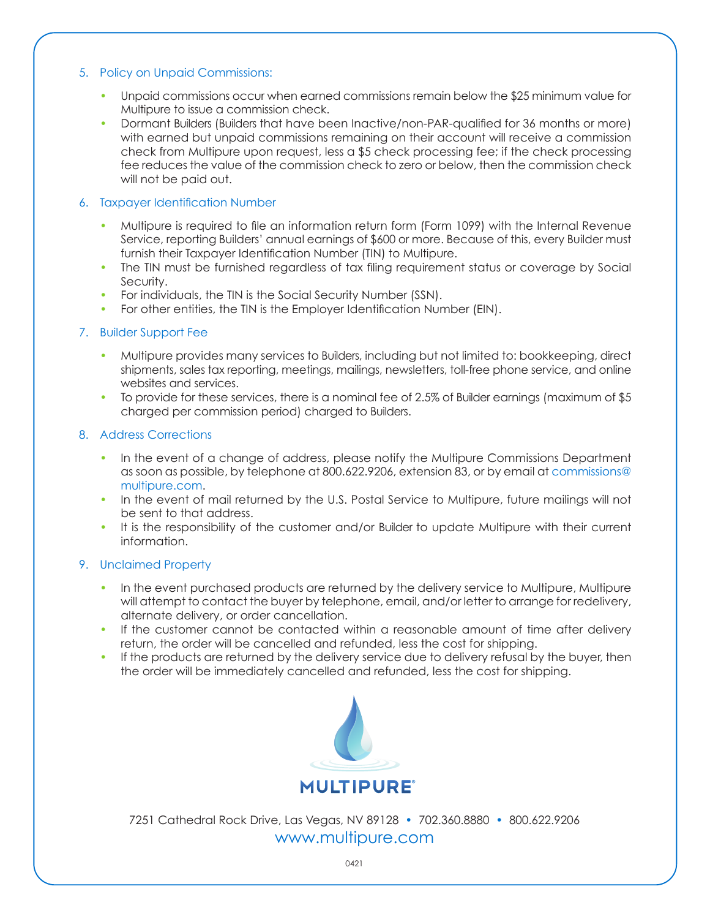5. Policy on Unpaid Commissions:

   - Unpaid commissions occur when earned commissions remain below the $25 minimum value for Multipure to issue a commission check.
   - Dormant Builders (Builders that have been Inactive/non-PAR-qualified for 36 months or more) with earned but unpaid commissions remaining on their account will receive a commission check from Multipure upon request, less a $5 check processing fee; if the check processing fee reduces the value of the commission check to zero or below, then the commission check will not be paid out.

6. Taxpayer Identification Number

   - Multipure is required to file an information return form (Form 1099) with the Internal Revenue Service, reporting Builders' annual earnings of $600 or more. Because of this, every Builder must furnish their Taxpayer Identification Number (TIN) to Multipure.
   - The TIN must be furnished regardless of tax filing requirement status or coverage by Social Security.
   - For individuals, the TIN is the Social Security Number (SSN).
   - For other entities, the TIN is the Employer Identification Number (EIN).

7. Builder Support Fee

   - Multipure provides many services to Builders, including but not limited to: bookkeeping, direct shipments, sales tax reporting, meetings, mailings, newsletters, toll-free phone service, and online websites and services.
   - To provide for these services, there is a nominal fee of 2.5% of Builder earnings (maximum of $5 charged per commission period) charged to Builders.

8. Address Corrections

   - In the event of a change of address, please notify the Multipure Commissions Department as soon as possible, by telephone at 800.622.9206, extension 83, or by email at commissions@multipure.com.
   - In the event of mail returned by the U.S. Postal Service to Multipure, future mailings will not be sent to that address.
   - It is the responsibility of the customer and/or Builder to update Multipure with their current information.

9. Unclaimed Property

   - In the event purchased products are returned by the delivery service to Multipure, Multipure will attempt to contact the buyer by telephone, email, and/or letter to arrange for redelivery, alternate delivery, or order cancellation.
   - If the customer cannot be contacted within a reasonable amount of time after delivery return, the order will be cancelled and refunded, less the cost for shipping.
   - If the products are returned by the delivery service due to delivery refusal by the buyer, then the order will be immediately cancelled and refunded, less the cost for shipping.

MULTIPURE®

7251 Cathedral Rock Drive, Las Vegas, NV 89128 • 702.360.8880 • 800.622.9206

www.multipure.com

0421